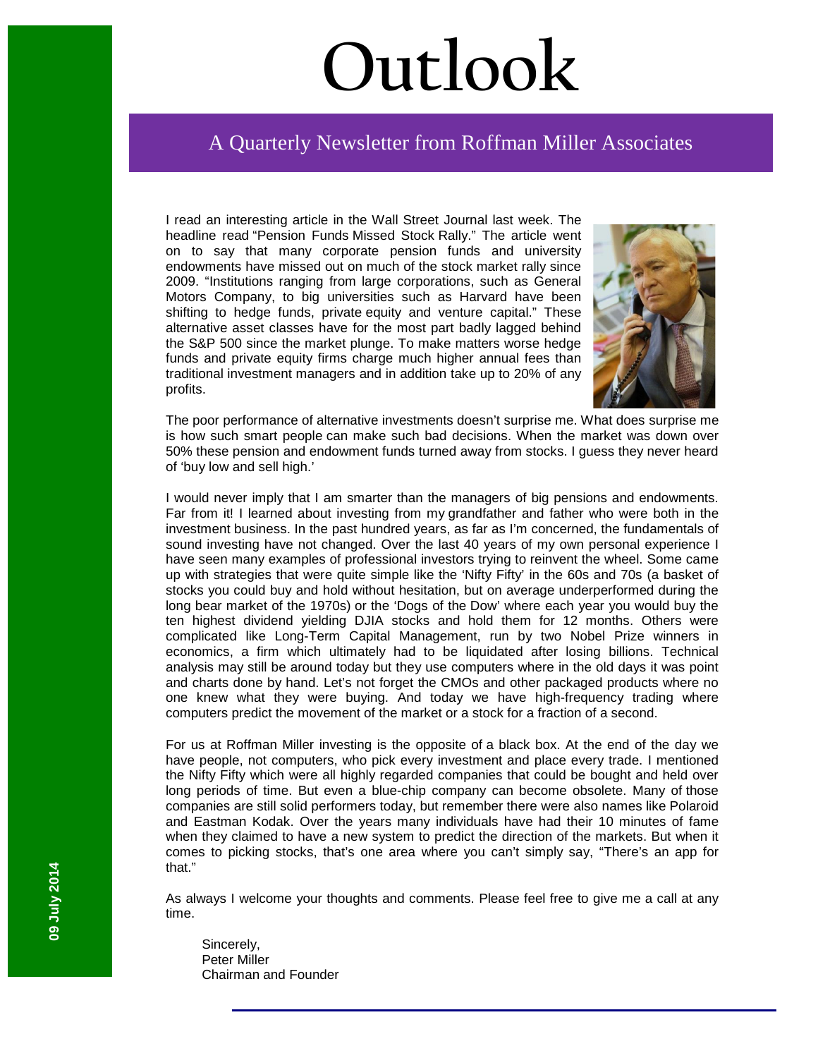# Outlook

## A Quarterly Newsletter from Roffman Miller Associates

09 July 2014

I read an interesting article in the Wall Street Journal last week. The headline read "Pension Funds Missed Stock Rally." The article went on to say that many corporate pension funds and university endowments have missed out on much of the stock market rally since 2009. "Institutions ranging from large corporations, such as General Motors Company, to big universities such as Harvard have been shifting to hedge funds, private equity and venture capital." These alternative asset classes have for the most part badly lagged behind the S&P 500 since the market plunge. To make matters worse hedge funds and private equity firms charge much higher annual fees than traditional investment managers and in addition take up to 20% of any profits.

The poor performance of alternative investments doesn't surprise me. What does surprise me is how such smart people can make such bad decisions. When the market was down over 50% these pension and endowment funds turned away from stocks. I guess they never heard of 'buy low and sell high.'

I would never imply that I am smarter than the managers of big pensions and endowments. Far from it! I learned about investing from my grandfather and father who were both in the investment business. In the past hundred years, as far as I'm concerned, the fundamentals of sound investing have not changed. Over the last 40 years of my own personal experience I have seen many examples of professional investors trying to reinvent the wheel. Some came up with strategies that were quite simple like the 'Nifty Fifty' in the 60s and 70s (a basket of stocks you could buy and hold without hesitation, but on average underperformed during the long bear market of the 1970s) or the 'Dogs of the Dow' where each year you would buy the ten highest dividend yielding DJIA stocks and hold them for 12 months. Others were complicated like Long-Term Capital Management, run by two Nobel Prize winners in economics, a firm which ultimately had to be liquidated after losing billions. Technical analysis may still be around today but they use computers where in the old days it was point and charts done by hand. Let's not forget the CMOs and other packaged products where no one knew what they were buying. And today we have high-frequency trading where computers predict the movement of the market or a stock for a fraction of a second.

For us at Roffman Miller investing is the opposite of a black box. At the end of the day we have people, not computers, who pick every investment and place every trade. I mentioned the Nifty Fifty which were all highly regarded companies that could be bought and held over long periods of time. But even a blue-chip company can become obsolete. Many of those companies are still solid performers today, but remember there were also names like Polaroid and Eastman Kodak. Over the years many individuals have had their 10 minutes of fame when they claimed to have a new system to predict the direction of the markets. But when it comes to picking stocks, that's one area where you can't simply say, "There's an app for that."

As always I welcome your thoughts and comments. Please feel free to give me a call at any time.

Sincerely,
Peter Miller
Chairman and Founder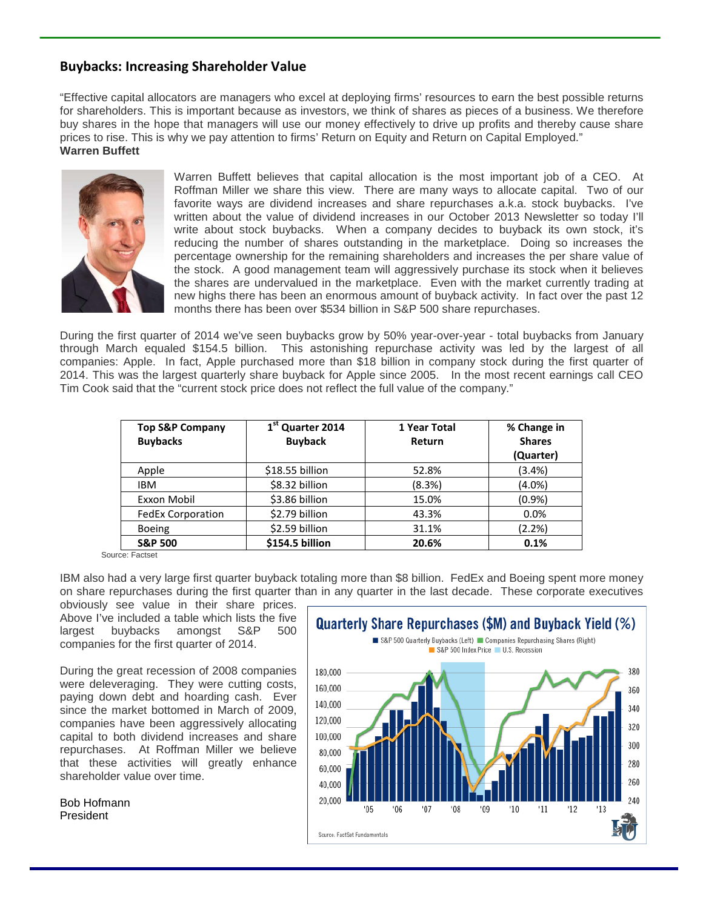## Buybacks: Increasing Shareholder Value

"Effective capital allocators are managers who excel at deploying firms' resources to earn the best possible returns for shareholders. This is important because as investors, we think of shares as pieces of a business. We therefore buy shares in the hope that managers will use our money effectively to drive up profits and thereby cause share prices to rise. This is why we pay attention to firms' Return on Equity and Return on Capital Employed."
**Warren Buffett**

Warren Buffett believes that capital allocation is the most important job of a CEO. At Roffman Miller we share this view. There are many ways to allocate capital. Two of our favorite ways are dividend increases and share repurchases a.k.a. stock buybacks. I've written about the value of dividend increases in our October 2013 Newsletter so today I'll write about stock buybacks. When a company decides to buyback its own stock, it's reducing the number of shares outstanding in the marketplace. Doing so increases the percentage ownership for the remaining shareholders and increases the per share value of the stock. A good management team will aggressively purchase its stock when it believes the shares are undervalued in the marketplace. Even with the market currently trading at new highs there has been an enormous amount of buyback activity. In fact over the past 12 months there has been over $534 billion in S&P 500 share repurchases.

During the first quarter of 2014 we've seen buybacks grow by 50% year-over-year - total buybacks from January through March equaled $154.5 billion. This astonishing repurchase activity was led by the largest of all companies: Apple. In fact, Apple purchased more than $18 billion in company stock during the first quarter of 2014. This was the largest quarterly share buyback for Apple since 2005. In the most recent earnings call CEO Tim Cook said that the "current stock price does not reflect the full value of the company."

| Top S&P Company Buybacks | 1st Quarter 2014 Buyback | 1 Year Total Return | % Change in Shares (Quarter) |
|---|---|---|---|
| Apple | $18.55 billion | 52.8% | (3.4%) |
| IBM | $8.32 billion | (8.3%) | (4.0%) |
| Exxon Mobil | $3.86 billion | 15.0% | (0.9%) |
| FedEx Corporation | $2.79 billion | 43.3% | 0.0% |
| Boeing | $2.59 billion | 31.1% | (2.2%) |
| **S&P 500** | **$154.5 billion** | **20.6%** | **0.1%** |

Source: Factset

IBM also had a very large first quarter buyback totaling more than $8 billion. FedEx and Boeing spent more money on share repurchases during the first quarter than in any quarter in the last decade. These corporate executives obviously see value in their share prices. Above I've included a table which lists the five largest buybacks amongst S&P 500 companies for the first quarter of 2014.

During the great recession of 2008 companies were deleveraging. They were cutting costs, paying down debt and hoarding cash. Ever since the market bottomed in March of 2009, companies have been aggressively allocating capital to both dividend increases and share repurchases. At Roffman Miller we believe that these activities will greatly enhance shareholder value over time.

**Quarterly Share Repurchases ($M) and Buyback Yield (%)**

Source: FactSet Fundamentals

Bob Hofmann
President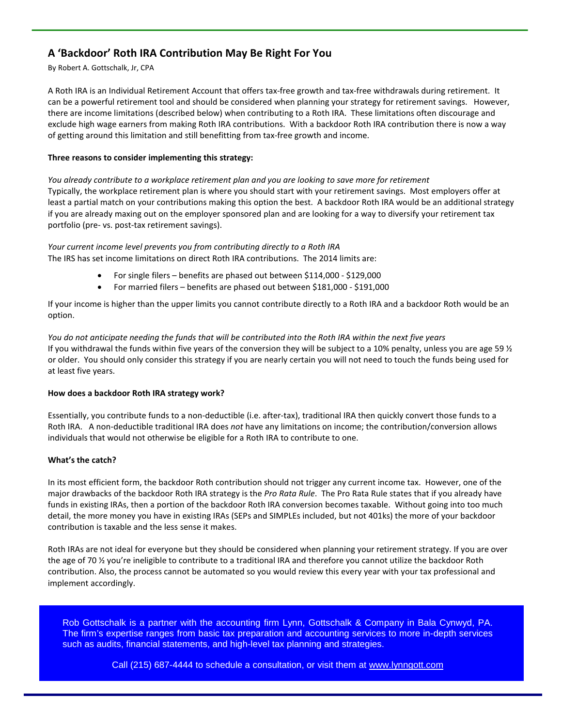# A 'Backdoor' Roth IRA Contribution May Be Right For You

By Robert A. Gottschalk, Jr, CPA

A Roth IRA is an Individual Retirement Account that offers tax-free growth and tax-free withdrawals during retirement. It can be a powerful retirement tool and should be considered when planning your strategy for retirement savings. However, there are income limitations (described below) when contributing to a Roth IRA. These limitations often discourage and exclude high wage earners from making Roth IRA contributions. With a backdoor Roth IRA contribution there is now a way of getting around this limitation and still benefitting from tax-free growth and income.

**Three reasons to consider implementing this strategy:**

*You already contribute to a workplace retirement plan and you are looking to save more for retirement*
Typically, the workplace retirement plan is where you should start with your retirement savings. Most employers offer at least a partial match on your contributions making this option the best. A backdoor Roth IRA would be an additional strategy if you are already maxing out on the employer sponsored plan and are looking for a way to diversify your retirement tax portfolio (pre- vs. post-tax retirement savings).

*Your current income level prevents you from contributing directly to a Roth IRA*
The IRS has set income limitations on direct Roth IRA contributions. The 2014 limits are:

- For single filers – benefits are phased out between $114,000 - $129,000
- For married filers – benefits are phased out between $181,000 - $191,000

If your income is higher than the upper limits you cannot contribute directly to a Roth IRA and a backdoor Roth would be an option.

*You do not anticipate needing the funds that will be contributed into the Roth IRA within the next five years*
If you withdrawal the funds within five years of the conversion they will be subject to a 10% penalty, unless you are age 59 ½ or older. You should only consider this strategy if you are nearly certain you will not need to touch the funds being used for at least five years.

**How does a backdoor Roth IRA strategy work?**

Essentially, you contribute funds to a non-deductible (i.e. after-tax), traditional IRA then quickly convert those funds to a Roth IRA. A non-deductible traditional IRA does *not* have any limitations on income; the contribution/conversion allows individuals that would not otherwise be eligible for a Roth IRA to contribute to one.

**What's the catch?**

In its most efficient form, the backdoor Roth contribution should not trigger any current income tax. However, one of the major drawbacks of the backdoor Roth IRA strategy is the *Pro Rata Rule*. The Pro Rata Rule states that if you already have funds in existing IRAs, then a portion of the backdoor Roth IRA conversion becomes taxable. Without going into too much detail, the more money you have in existing IRAs (SEPs and SIMPLEs included, but not 401ks) the more of your backdoor contribution is taxable and the less sense it makes.

Roth IRAs are not ideal for everyone but they should be considered when planning your retirement strategy. If you are over the age of 70 ½ you're ineligible to contribute to a traditional IRA and therefore you cannot utilize the backdoor Roth contribution. Also, the process cannot be automated so you would review this every year with your tax professional and implement accordingly.

Rob Gottschalk is a partner with the accounting firm Lynn, Gottschalk & Company in Bala Cynwyd, PA. The firm's expertise ranges from basic tax preparation and accounting services to more in-depth services such as audits, financial statements, and high-level tax planning and strategies.

Call (215) 687-4444 to schedule a consultation, or visit them at www.lynngott.com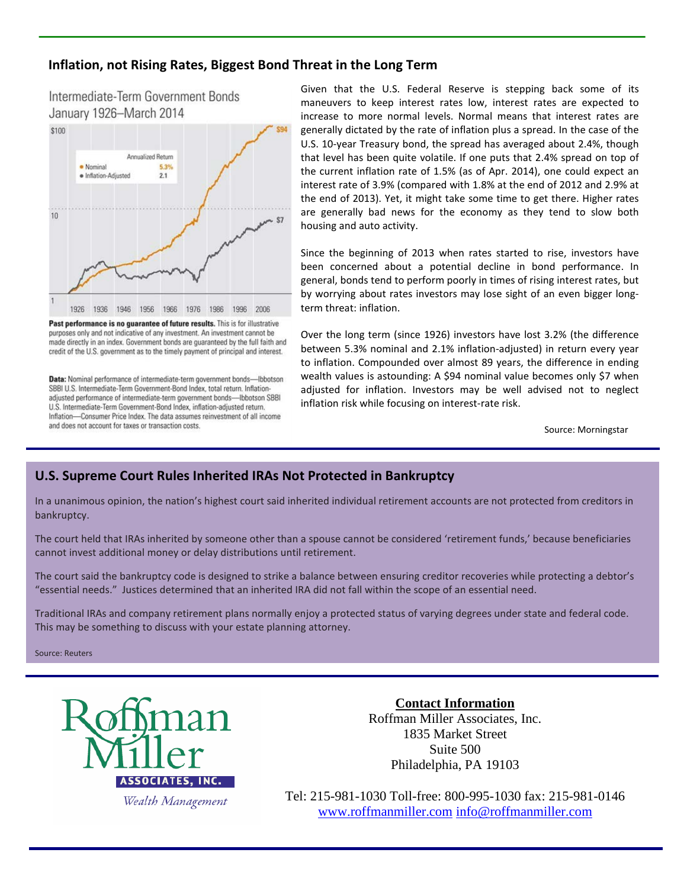## Inflation, not Rising Rates, Biggest Bond Threat in the Long Term

Intermediate-Term Government Bonds
January 1926–March 2014

$100

10

1

1926 1936 1946 1956 1966 1976 1986 1996 2006

$94

$7

Annualized Return
Nominal 5.3%
Inflation-Adjusted 2.1

**Past performance is no guarantee of future results.** This is for illustrative purposes only and not indicative of any investment. An investment cannot be made directly in an index. Government bonds are guaranteed by the full faith and credit of the U.S. government as to the timely payment of principal and interest.

**Data:** Nominal performance of intermediate-term government bonds—Ibbotson SBBI U.S. Intermediate-Term Government-Bond Index, total return. Inflation-adjusted performance of intermediate-term government bonds—Ibbotson SBBI U.S. Intermediate-Term Government-Bond Index, inflation-adjusted return. Inflation—Consumer Price Index. The data assumes reinvestment of all income and does not account for taxes or transaction costs.

Given that the U.S. Federal Reserve is stepping back some of its maneuvers to keep interest rates low, interest rates are expected to increase to more normal levels. Normal means that interest rates are generally dictated by the rate of inflation plus a spread. In the case of the U.S. 10-year Treasury bond, the spread has averaged about 2.4%, though that level has been quite volatile. If one puts that 2.4% spread on top of the current inflation rate of 1.5% (as of Apr. 2014), one could expect an interest rate of 3.9% (compared with 1.8% at the end of 2012 and 2.9% at the end of 2013). Yet, it might take some time to get there. Higher rates are generally bad news for the economy as they tend to slow both housing and auto activity.

Since the beginning of 2013 when rates started to rise, investors have been concerned about a potential decline in bond performance. In general, bonds tend to perform poorly in times of rising interest rates, but by worrying about rates investors may lose sight of an even bigger long-term threat: inflation.

Over the long term (since 1926) investors have lost 3.2% (the difference between 5.3% nominal and 2.1% inflation-adjusted) in return every year to inflation. Compounded over almost 89 years, the difference in ending wealth values is astounding: A $94 nominal value becomes only $7 when adjusted for inflation. Investors may be well advised not to neglect inflation risk while focusing on interest-rate risk.

Source: Morningstar

## U.S. Supreme Court Rules Inherited IRAs Not Protected in Bankruptcy

In a unanimous opinion, the nation's highest court said inherited individual retirement accounts are not protected from creditors in bankruptcy.

The court held that IRAs inherited by someone other than a spouse cannot be considered 'retirement funds,' because beneficiaries cannot invest additional money or delay distributions until retirement.

The court said the bankruptcy code is designed to strike a balance between ensuring creditor recoveries while protecting a debtor's "essential needs." Justices determined that an inherited IRA did not fall within the scope of an essential need.

Traditional IRAs and company retirement plans normally enjoy a protected status of varying degrees under state and federal code. This may be something to discuss with your estate planning attorney.

Source: Reuters

Roffman Miller
ASSOCIATES, INC.
*Wealth Management*

**Contact Information**

Roffman Miller Associates, Inc.
1835 Market Street
Suite 500
Philadelphia, PA 19103

Tel: 215-981-1030 Toll-free: 800-995-1030 fax: 215-981-0146
www.roffmanmiller.com info@roffmanmiller.com